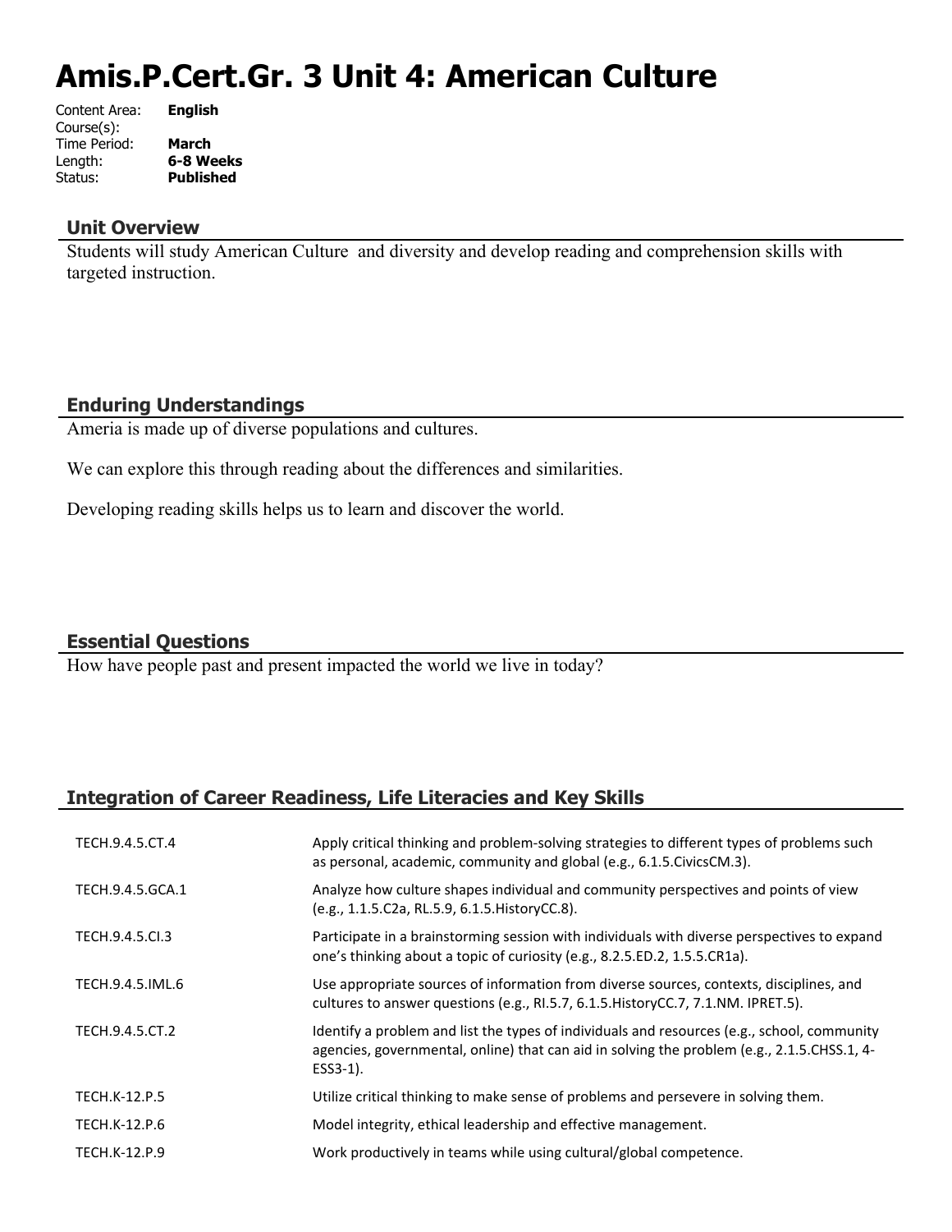# Amis.P.Cert.Gr. 3 Unit 4: American Culture

| | |
|---|---|
| Content Area: | **English** |
| Course(s): | |
| Time Period: | **March** |
| Length: | **6-8 Weeks** |
| Status: | **Published** |

## Unit Overview

Students will study American Culture  and diversity and develop reading and comprehension skills with targeted instruction.

## Enduring Understandings

Ameria is made up of diverse populations and cultures.

We can explore this through reading about the differences and similarities.

Developing reading skills helps us to learn and discover the world.

## Essential Questions

How have people past and present impacted the world we live in today?

## Integration of Career Readiness, Life Literacies and Key Skills

| | |
|---|---|
| TECH.9.4.5.CT.4 | Apply critical thinking and problem-solving strategies to different types of problems such as personal, academic, community and global (e.g., 6.1.5.CivicsCM.3). |
| TECH.9.4.5.GCA.1 | Analyze how culture shapes individual and community perspectives and points of view (e.g., 1.1.5.C2a, RL.5.9, 6.1.5.HistoryCC.8). |
| TECH.9.4.5.CI.3 | Participate in a brainstorming session with individuals with diverse perspectives to expand one's thinking about a topic of curiosity (e.g., 8.2.5.ED.2, 1.5.5.CR1a). |
| TECH.9.4.5.IML.6 | Use appropriate sources of information from diverse sources, contexts, disciplines, and cultures to answer questions (e.g., RI.5.7, 6.1.5.HistoryCC.7, 7.1.NM. IPRET.5). |
| TECH.9.4.5.CT.2 | Identify a problem and list the types of individuals and resources (e.g., school, community agencies, governmental, online) that can aid in solving the problem (e.g., 2.1.5.CHSS.1, 4-ESS3-1). |
| TECH.K-12.P.5 | Utilize critical thinking to make sense of problems and persevere in solving them. |
| TECH.K-12.P.6 | Model integrity, ethical leadership and effective management. |
| TECH.K-12.P.9 | Work productively in teams while using cultural/global competence. |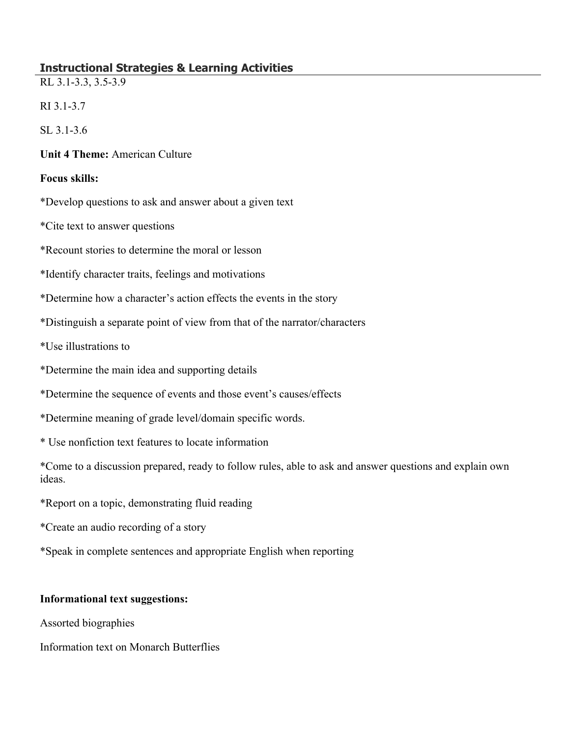## Instructional Strategies & Learning Activities

RL 3.1-3.3, 3.5-3.9

RI 3.1-3.7

SL 3.1-3.6

**Unit 4 Theme:** American Culture

**Focus skills:**

*Develop questions to ask and answer about a given text

*Cite text to answer questions

*Recount stories to determine the moral or lesson

*Identify character traits, feelings and motivations

*Determine how a character's action effects the events in the story

*Distinguish a separate point of view from that of the narrator/characters

*Use illustrations to

*Determine the main idea and supporting details

*Determine the sequence of events and those event's causes/effects

*Determine meaning of grade level/domain specific words.

* Use nonfiction text features to locate information

*Come to a discussion prepared, ready to follow rules, able to ask and answer questions and explain own ideas.

*Report on a topic, demonstrating fluid reading

*Create an audio recording of a story

*Speak in complete sentences and appropriate English when reporting

**Informational text suggestions:**

Assorted biographies

Information text on Monarch Butterflies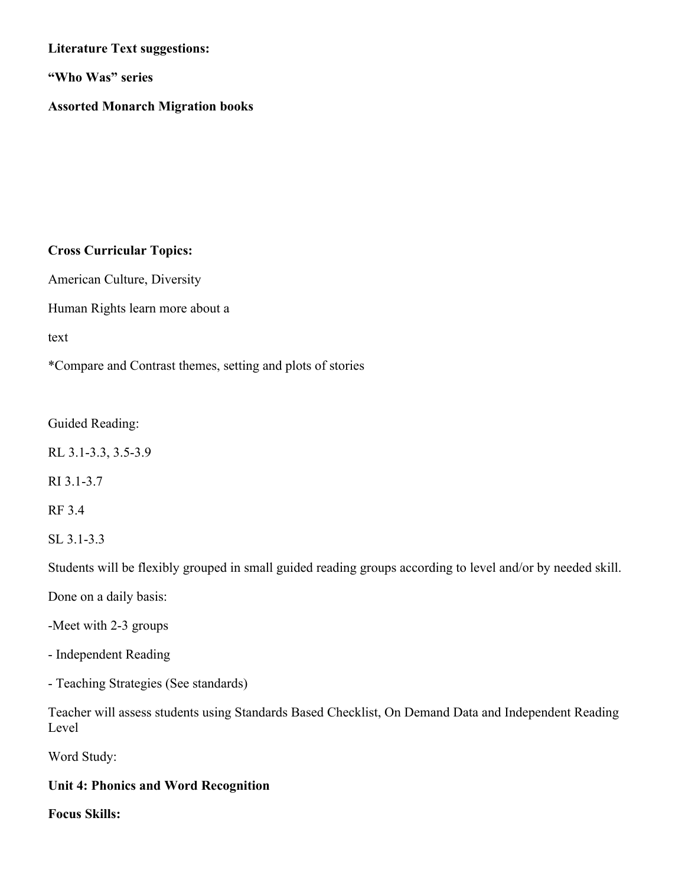**Literature Text suggestions:**

**“Who Was” series**

**Assorted Monarch Migration books**

**Cross Curricular Topics:**

American Culture, Diversity

Human Rights learn more about a

text

*Compare and Contrast themes, setting and plots of stories

Guided Reading:

RL 3.1-3.3, 3.5-3.9

RI 3.1-3.7

RF 3.4

SL 3.1-3.3

Students will be flexibly grouped in small guided reading groups according to level and/or by needed skill.

Done on a daily basis:

-Meet with 2-3 groups

- Independent Reading

- Teaching Strategies (See standards)

Teacher will assess students using Standards Based Checklist, On Demand Data and Independent Reading Level

Word Study:

**Unit 4: Phonics and Word Recognition**

**Focus Skills:**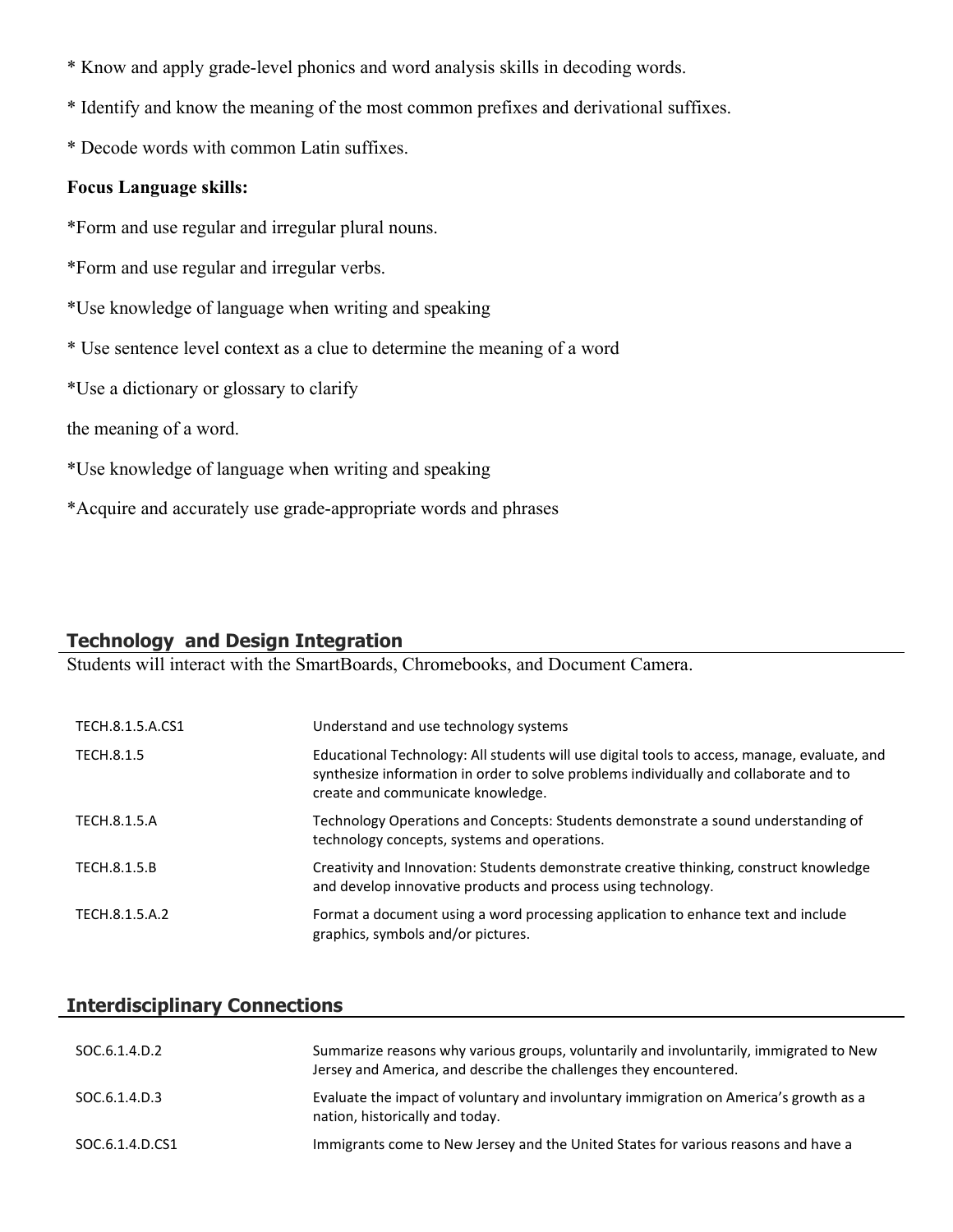* Know and apply grade-level phonics and word analysis skills in decoding words.

* Identify and know the meaning of the most common prefixes and derivational suffixes.

* Decode words with common Latin suffixes.

**Focus Language skills:**

*Form and use regular and irregular plural nouns.

*Form and use regular and irregular verbs.

*Use knowledge of language when writing and speaking

* Use sentence level context as a clue to determine the meaning of a word

*Use a dictionary or glossary to clarify

the meaning of a word.

*Use knowledge of language when writing and speaking

*Acquire and accurately use grade-appropriate words and phrases

## Technology and Design Integration

Students will interact with the SmartBoards, Chromebooks, and Document Camera.

| | |
|---|---|
| TECH.8.1.5.A.CS1 | Understand and use technology systems |
| TECH.8.1.5 | Educational Technology: All students will use digital tools to access, manage, evaluate, and synthesize information in order to solve problems individually and collaborate and to create and communicate knowledge. |
| TECH.8.1.5.A | Technology Operations and Concepts: Students demonstrate a sound understanding of technology concepts, systems and operations. |
| TECH.8.1.5.B | Creativity and Innovation: Students demonstrate creative thinking, construct knowledge and develop innovative products and process using technology. |
| TECH.8.1.5.A.2 | Format a document using a word processing application to enhance text and include graphics, symbols and/or pictures. |

## Interdisciplinary Connections

| | |
|---|---|
| SOC.6.1.4.D.2 | Summarize reasons why various groups, voluntarily and involuntarily, immigrated to New Jersey and America, and describe the challenges they encountered. |
| SOC.6.1.4.D.3 | Evaluate the impact of voluntary and involuntary immigration on America's growth as a nation, historically and today. |
| SOC.6.1.4.D.CS1 | Immigrants come to New Jersey and the United States for various reasons and have a |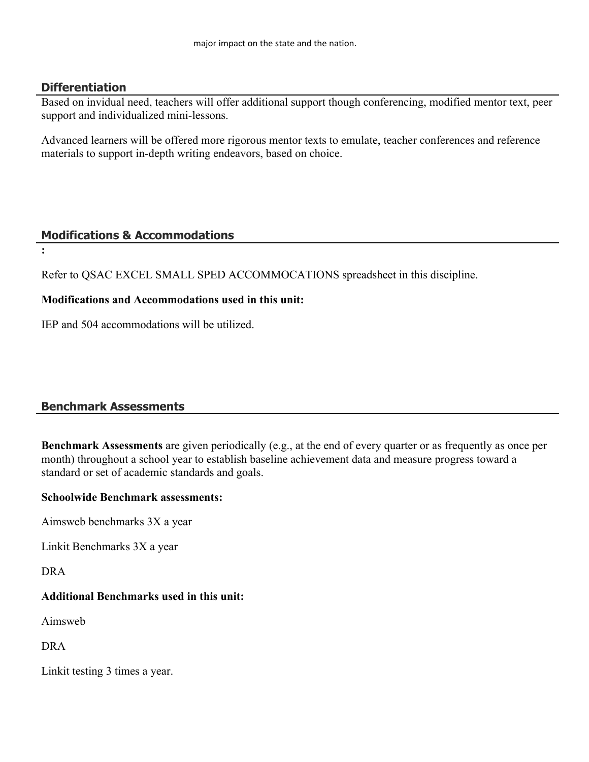major impact on the state and the nation.

## Differentiation

Based on invidual need, teachers will offer additional support though conferencing, modified mentor text, peer support and individualized mini-lessons.

Advanced learners will be offered more rigorous mentor texts to emulate, teacher conferences and reference materials to support in-depth writing endeavors, based on choice.

## Modifications & Accommodations

:

Refer to QSAC EXCEL SMALL SPED ACCOMMOCATIONS spreadsheet in this discipline.

**Modifications and Accommodations used in this unit:**

IEP and 504 accommodations will be utilized.

## Benchmark Assessments

**Benchmark Assessments** are given periodically (e.g., at the end of every quarter or as frequently as once per month) throughout a school year to establish baseline achievement data and measure progress toward a standard or set of academic standards and goals.

**Schoolwide Benchmark assessments:**

Aimsweb benchmarks 3X a year

Linkit Benchmarks 3X a year

DRA

**Additional Benchmarks used in this unit:**

Aimsweb

DRA

Linkit testing 3 times a year.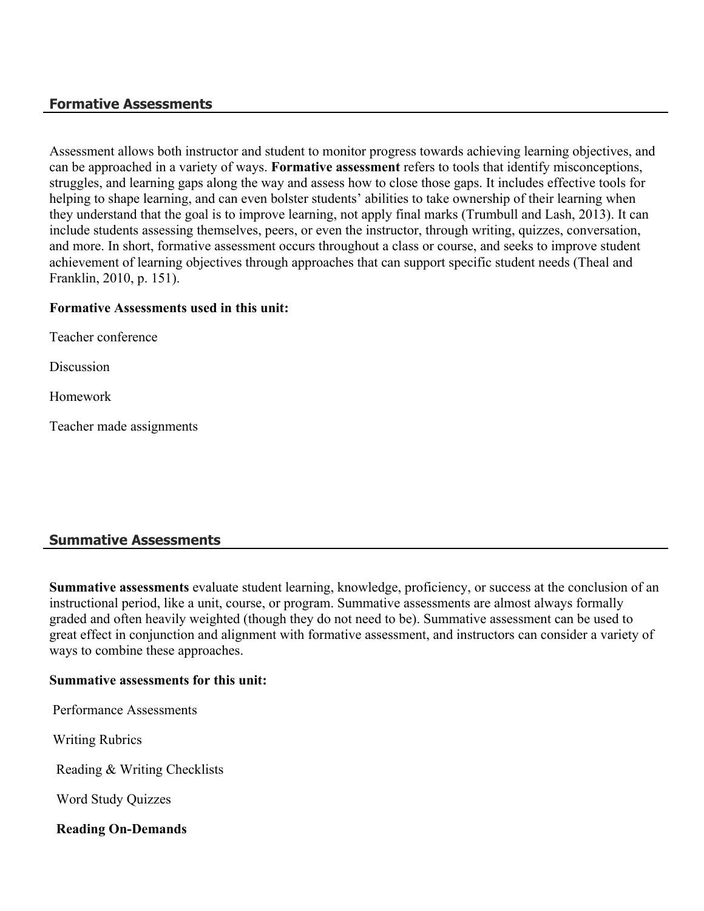## Formative Assessments

Assessment allows both instructor and student to monitor progress towards achieving learning objectives, and can be approached in a variety of ways. **Formative assessment** refers to tools that identify misconceptions, struggles, and learning gaps along the way and assess how to close those gaps. It includes effective tools for helping to shape learning, and can even bolster students' abilities to take ownership of their learning when they understand that the goal is to improve learning, not apply final marks (Trumbull and Lash, 2013). It can include students assessing themselves, peers, or even the instructor, through writing, quizzes, conversation, and more. In short, formative assessment occurs throughout a class or course, and seeks to improve student achievement of learning objectives through approaches that can support specific student needs (Theal and Franklin, 2010, p. 151).

**Formative Assessments used in this unit:**

Teacher conference

Discussion

Homework

Teacher made assignments

## Summative Assessments

**Summative assessments** evaluate student learning, knowledge, proficiency, or success at the conclusion of an instructional period, like a unit, course, or program. Summative assessments are almost always formally graded and often heavily weighted (though they do not need to be). Summative assessment can be used to great effect in conjunction and alignment with formative assessment, and instructors can consider a variety of ways to combine these approaches.

**Summative assessments for this unit:**

Performance Assessments

Writing Rubrics

Reading & Writing Checklists

Word Study Quizzes

**Reading On-Demands**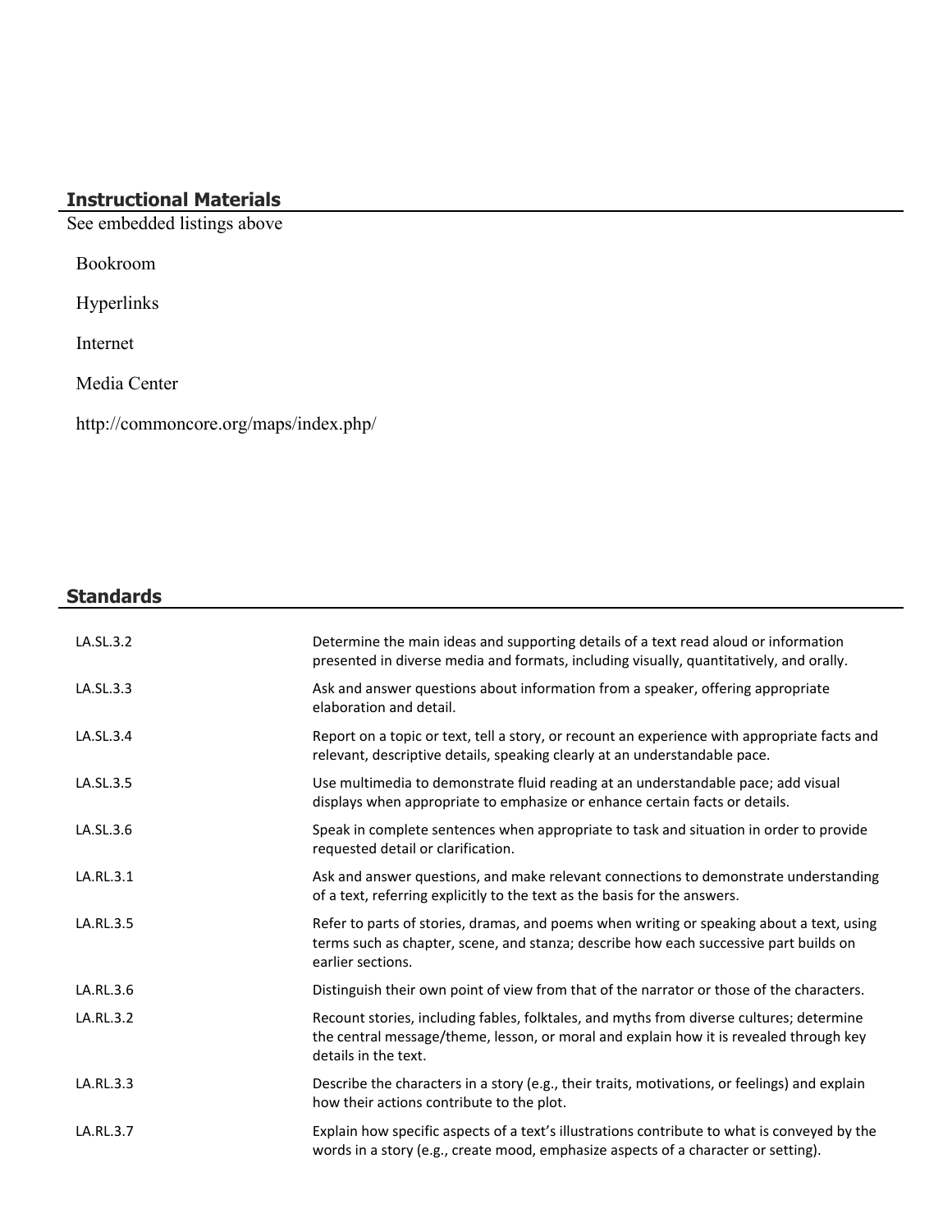## Instructional Materials

See embedded listings above

Bookroom

Hyperlinks

Internet

Media Center

http://commoncore.org/maps/index.php/

## Standards

| | |
|---|---|
| LA.SL.3.2 | Determine the main ideas and supporting details of a text read aloud or information presented in diverse media and formats, including visually, quantitatively, and orally. |
| LA.SL.3.3 | Ask and answer questions about information from a speaker, offering appropriate elaboration and detail. |
| LA.SL.3.4 | Report on a topic or text, tell a story, or recount an experience with appropriate facts and relevant, descriptive details, speaking clearly at an understandable pace. |
| LA.SL.3.5 | Use multimedia to demonstrate fluid reading at an understandable pace; add visual displays when appropriate to emphasize or enhance certain facts or details. |
| LA.SL.3.6 | Speak in complete sentences when appropriate to task and situation in order to provide requested detail or clarification. |
| LA.RL.3.1 | Ask and answer questions, and make relevant connections to demonstrate understanding of a text, referring explicitly to the text as the basis for the answers. |
| LA.RL.3.5 | Refer to parts of stories, dramas, and poems when writing or speaking about a text, using terms such as chapter, scene, and stanza; describe how each successive part builds on earlier sections. |
| LA.RL.3.6 | Distinguish their own point of view from that of the narrator or those of the characters. |
| LA.RL.3.2 | Recount stories, including fables, folktales, and myths from diverse cultures; determine the central message/theme, lesson, or moral and explain how it is revealed through key details in the text. |
| LA.RL.3.3 | Describe the characters in a story (e.g., their traits, motivations, or feelings) and explain how their actions contribute to the plot. |
| LA.RL.3.7 | Explain how specific aspects of a text's illustrations contribute to what is conveyed by the words in a story (e.g., create mood, emphasize aspects of a character or setting). |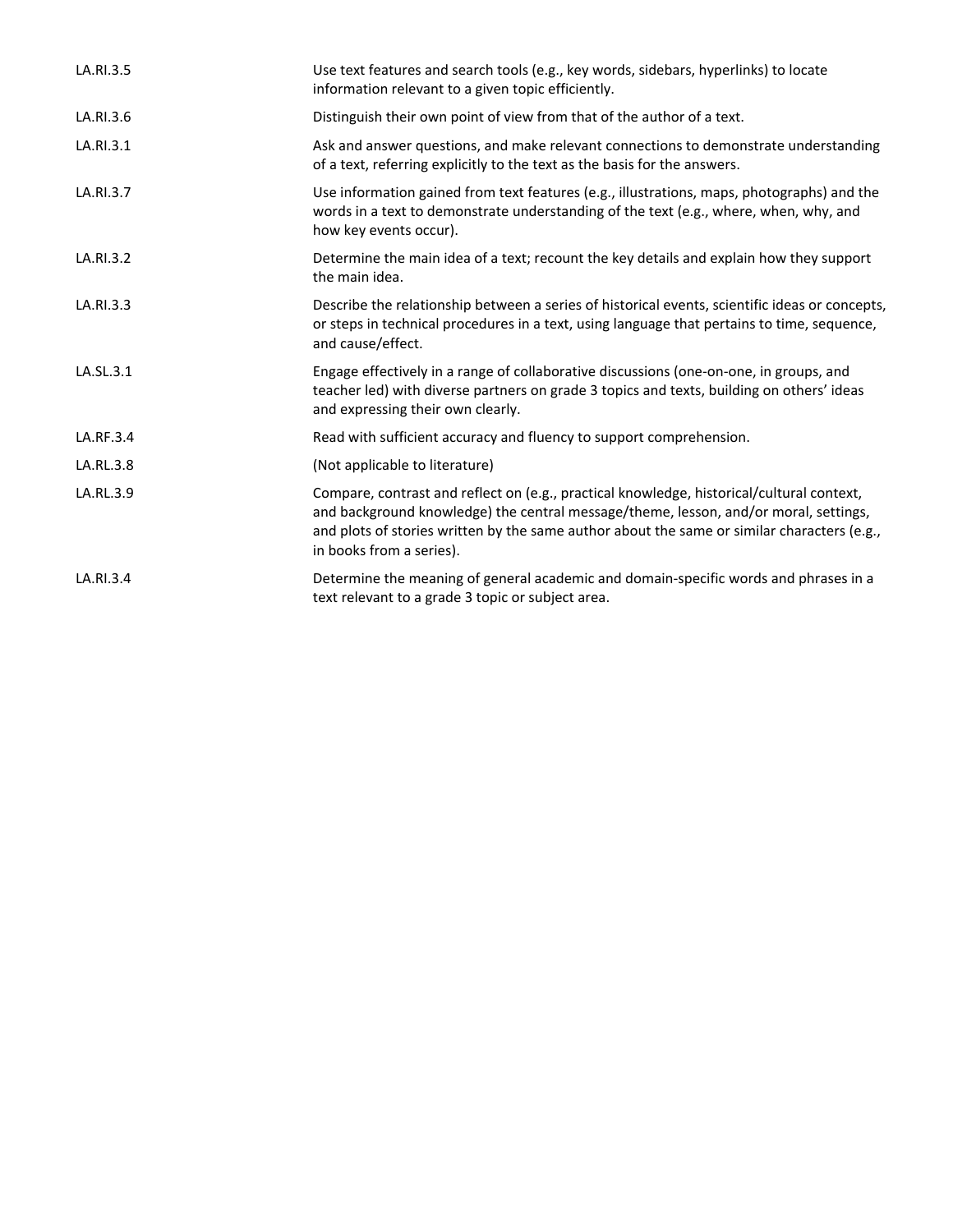| | |
|---|---|
| LA.RI.3.5 | Use text features and search tools (e.g., key words, sidebars, hyperlinks) to locate information relevant to a given topic efficiently. |
| LA.RI.3.6 | Distinguish their own point of view from that of the author of a text. |
| LA.RI.3.1 | Ask and answer questions, and make relevant connections to demonstrate understanding of a text, referring explicitly to the text as the basis for the answers. |
| LA.RI.3.7 | Use information gained from text features (e.g., illustrations, maps, photographs) and the words in a text to demonstrate understanding of the text (e.g., where, when, why, and how key events occur). |
| LA.RI.3.2 | Determine the main idea of a text; recount the key details and explain how they support the main idea. |
| LA.RI.3.3 | Describe the relationship between a series of historical events, scientific ideas or concepts, or steps in technical procedures in a text, using language that pertains to time, sequence, and cause/effect. |
| LA.SL.3.1 | Engage effectively in a range of collaborative discussions (one-on-one, in groups, and teacher led) with diverse partners on grade 3 topics and texts, building on others' ideas and expressing their own clearly. |
| LA.RF.3.4 | Read with sufficient accuracy and fluency to support comprehension. |
| LA.RL.3.8 | (Not applicable to literature) |
| LA.RL.3.9 | Compare, contrast and reflect on (e.g., practical knowledge, historical/cultural context, and background knowledge) the central message/theme, lesson, and/or moral, settings, and plots of stories written by the same author about the same or similar characters (e.g., in books from a series). |
| LA.RI.3.4 | Determine the meaning of general academic and domain-specific words and phrases in a text relevant to a grade 3 topic or subject area. |